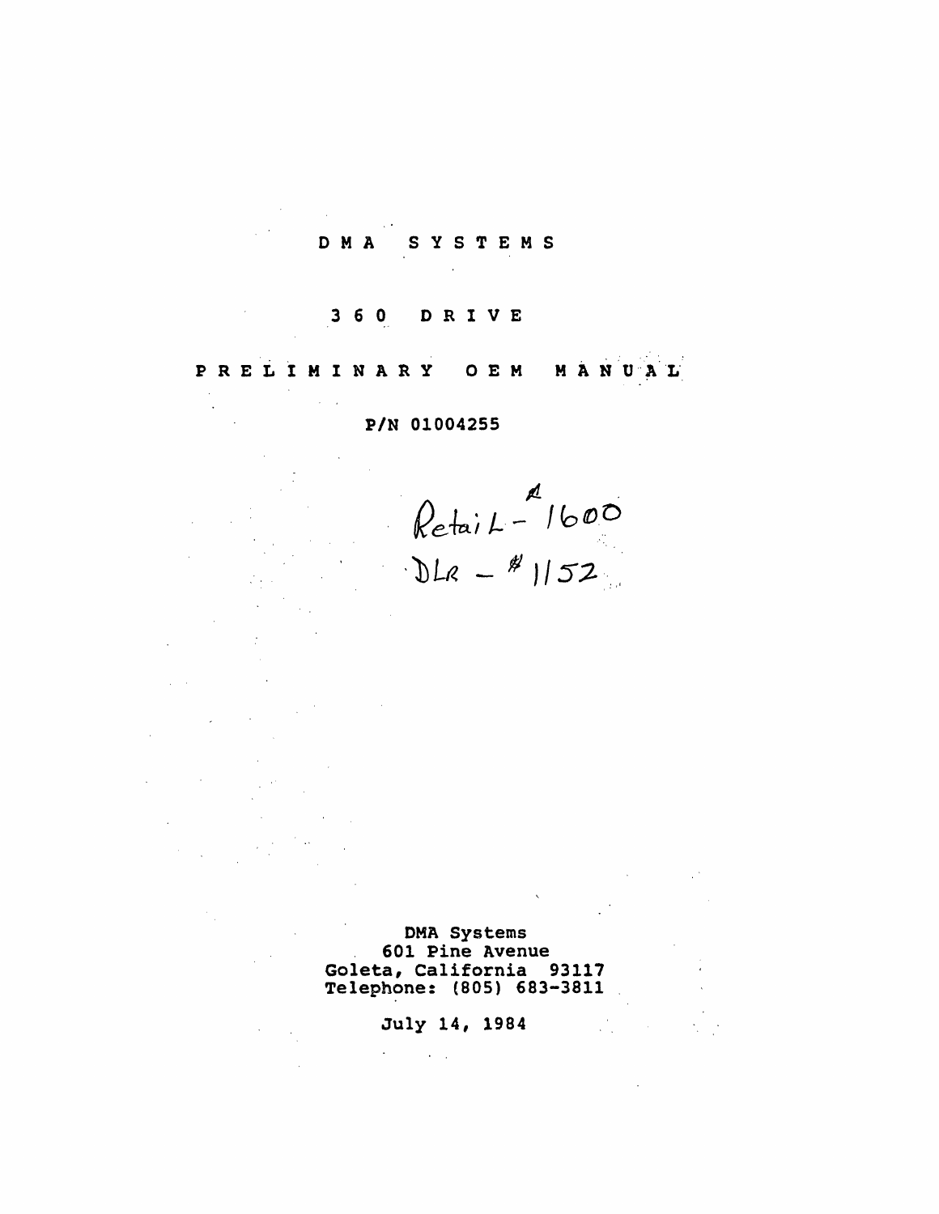# D M A   S Y S T E M S

## 3 6 0   D R I V E

## P R E L I M I N A R Y   O E M   M A N U A L

P/N 01004255

Retail - $1600
DLR - $1152

DMA Systems
601 Pine Avenue
Goleta, California 93117
Telephone: (805) 683-3811

July 14, 1984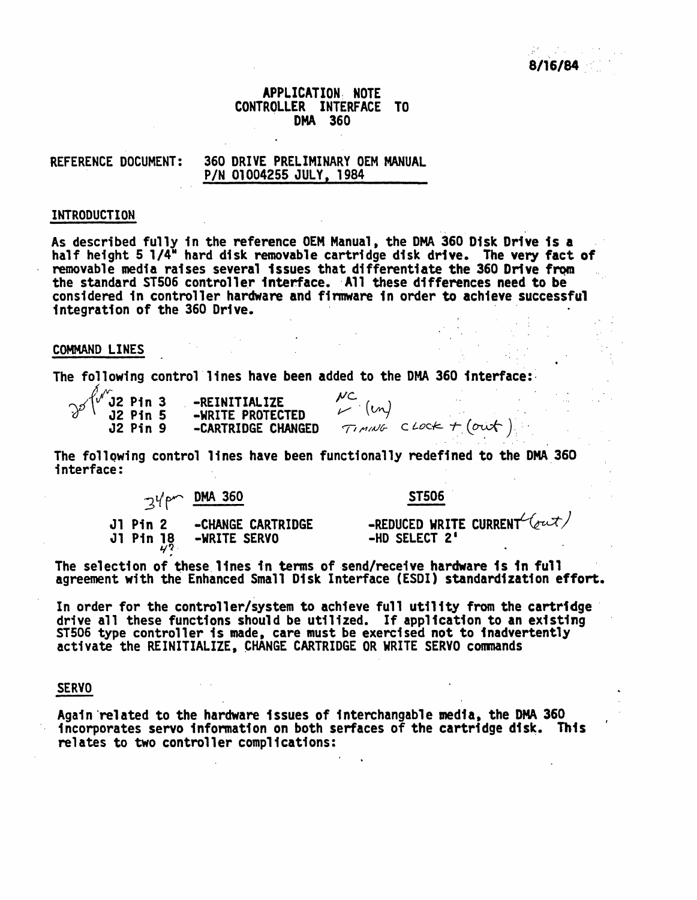8/16/84

# APPLICATION NOTE
# CONTROLLER INTERFACE TO DMA 360

REFERENCE DOCUMENT: 360 DRIVE PRELIMINARY OEM MANUAL
P/N 01004255 JULY, 1984

## INTRODUCTION

As described fully in the reference OEM Manual, the DMA 360 Disk Drive is a half height 5 1/4" hard disk removable cartridge disk drive. The very fact of removable media raises several issues that differentiate the 360 Drive from the standard ST506 controller interface. All these differences need to be considered in controller hardware and firmware in order to achieve successful integration of the 360 Drive.

## COMMAND LINES

The following control lines have been added to the DMA 360 interface:

| 20 pin | | |
|---|---|---|
| J2 Pin 3 | -REINITIALIZE | NC |
| J2 Pin 5 | -WRITE PROTECTED | ✓ (in) |
| J2 Pin 9 | -CARTRIDGE CHANGED | TIMING CLOCK + (out) |

The following control lines have been functionally redefined to the DMA 360 interface:

| 34 pin | DMA 360 | ST506 |
|---|---|---|
| J1 Pin 2 | -CHANGE CARTRIDGE | -REDUCED WRITE CURRENT ✓ (out) |
| J1 Pin 18 (4?) | -WRITE SERVO | -HD SELECT 2' |

The selection of these lines in terms of send/receive hardware is in full agreement with the Enhanced Small Disk Interface (ESDI) standardization effort.

In order for the controller/system to achieve full utility from the cartridge drive all these functions should be utilized. If application to an existing ST506 type controller is made, care must be exercised not to inadvertently activate the REINITIALIZE, CHANGE CARTRIDGE OR WRITE SERVO commands

## SERVO

Again related to the hardware issues of interchangable media, the DMA 360 incorporates servo information on both serfaces of the cartridge disk. This relates to two controller complications: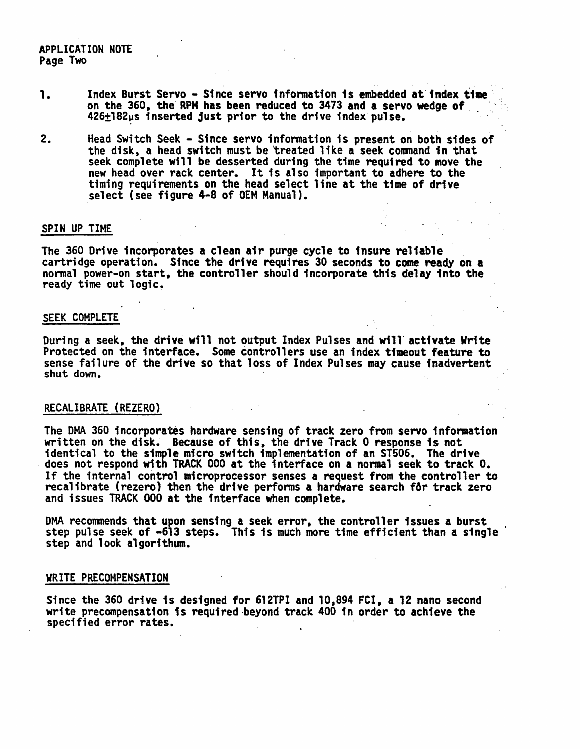1. Index Burst Servo - Since servo information is embedded at index time on the 360, the RPM has been reduced to 3473 and a servo wedge of 426±182μs inserted just prior to the drive index pulse.

2. Head Switch Seek - Since servo information is present on both sides of the disk, a head switch must be treated like a seek command in that seek complete will be desserted during the time required to move the new head over rack center. It is also important to adhere to the timing requirements on the head select line at the time of drive select (see figure 4-8 of OEM Manual).

## SPIN UP TIME

The 360 Drive incorporates a clean air purge cycle to insure reliable cartridge operation. Since the drive requires 30 seconds to come ready on a normal power-on start, the controller should incorporate this delay into the ready time out logic.

## SEEK COMPLETE

During a seek, the drive will not output Index Pulses and will activate Write Protected on the interface. Some controllers use an index timeout feature to sense failure of the drive so that loss of Index Pulses may cause inadvertent shut down.

## RECALIBRATE (REZERO)

The DMA 360 incorporates hardware sensing of track zero from servo information written on the disk. Because of this, the drive Track 0 response is not identical to the simple micro switch implementation of an ST506. The drive does not respond with TRACK 000 at the interface on a normal seek to track 0. If the internal control microprocessor senses a request from the controller to recalibrate (rezero) then the drive performs a hardware search fŏr track zero and issues TRACK 000 at the interface when complete.

DMA recommends that upon sensing a seek error, the controller issues a burst step pulse seek of -613 steps. This is much more time efficient than a single step and look algorithum.

## WRITE PRECOMPENSATION

Since the 360 drive is designed for 612TPI and 10,894 FCI, a 12 nano second write precompensation is required beyond track 400 in order to achieve the specified error rates.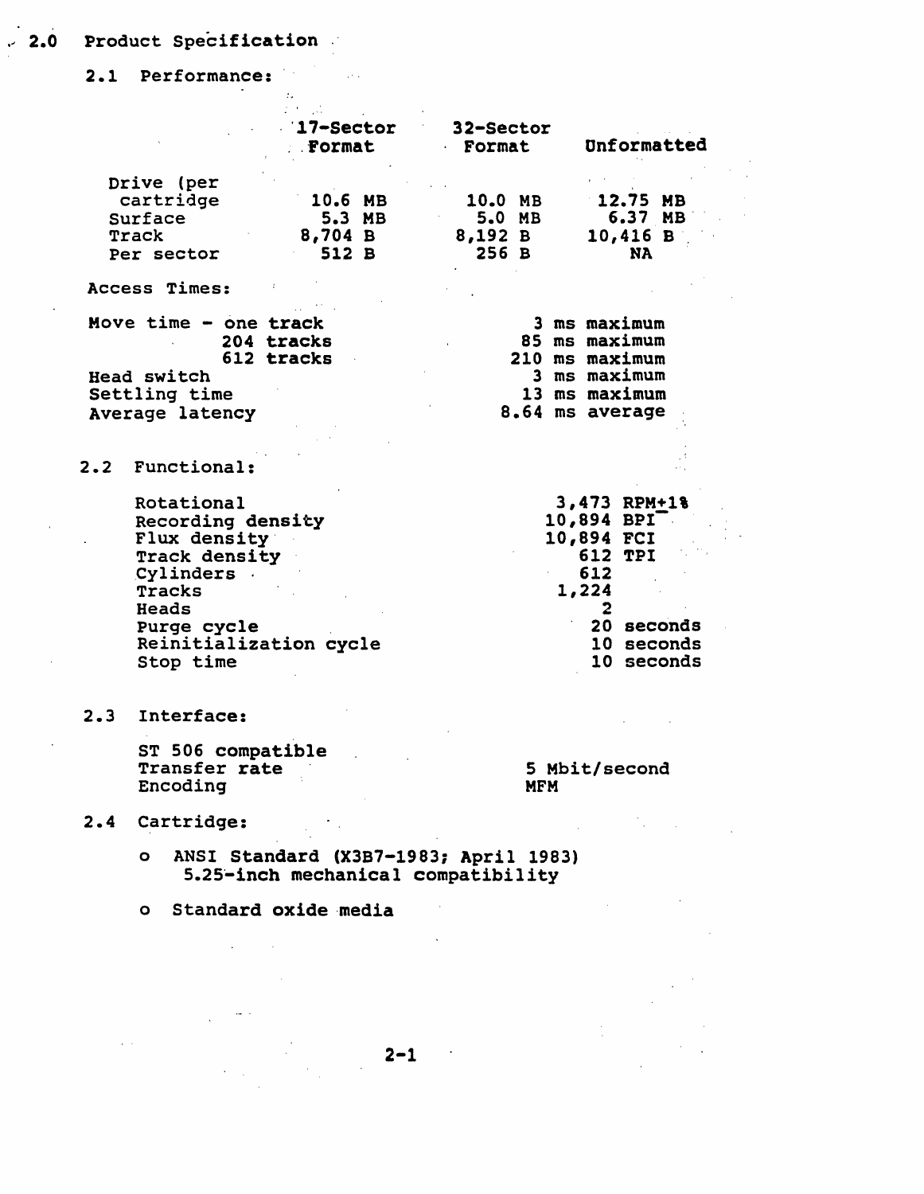# 2.0 Product Specification

## 2.1 Performance:

| | 17-Sector Format | 32-Sector Format | Unformatted |
|---|---|---|---|
| Drive (per cartridge | 10.6 MB | 10.0 MB | 12.75 MB |
| Surface | 5.3 MB | 5.0 MB | 6.37 MB |
| Track | 8,704 B | 8,192 B | 10,416 B |
| Per sector | 512 B | 256 B | NA |

Access Times:

| | |
|---|---|
| Move time - one track | 3 ms maximum |
| 204 tracks | 85 ms maximum |
| 612 tracks | 210 ms maximum |
| Head switch | 3 ms maximum |
| Settling time | 13 ms maximum |
| Average latency | 8.64 ms average |

## 2.2 Functional:

| | |
|---|---|
| Rotational | 3,473 RPM±1% |
| Recording density | 10,894 BPI |
| Flux density | 10,894 FCI |
| Track density | 612 TPI |
| Cylinders | 612 |
| Tracks | 1,224 |
| Heads | 2 |
| Purge cycle | 20 seconds |
| Reinitialization cycle | 10 seconds |
| Stop time | 10 seconds |

## 2.3 Interface:

| | |
|---|---|
| ST 506 compatible | |
| Transfer rate | 5 Mbit/second |
| Encoding | MFM |

## 2.4 Cartridge:

- ANSI Standard (X3B7-1983; April 1983) 5.25-inch mechanical compatibility
- Standard oxide media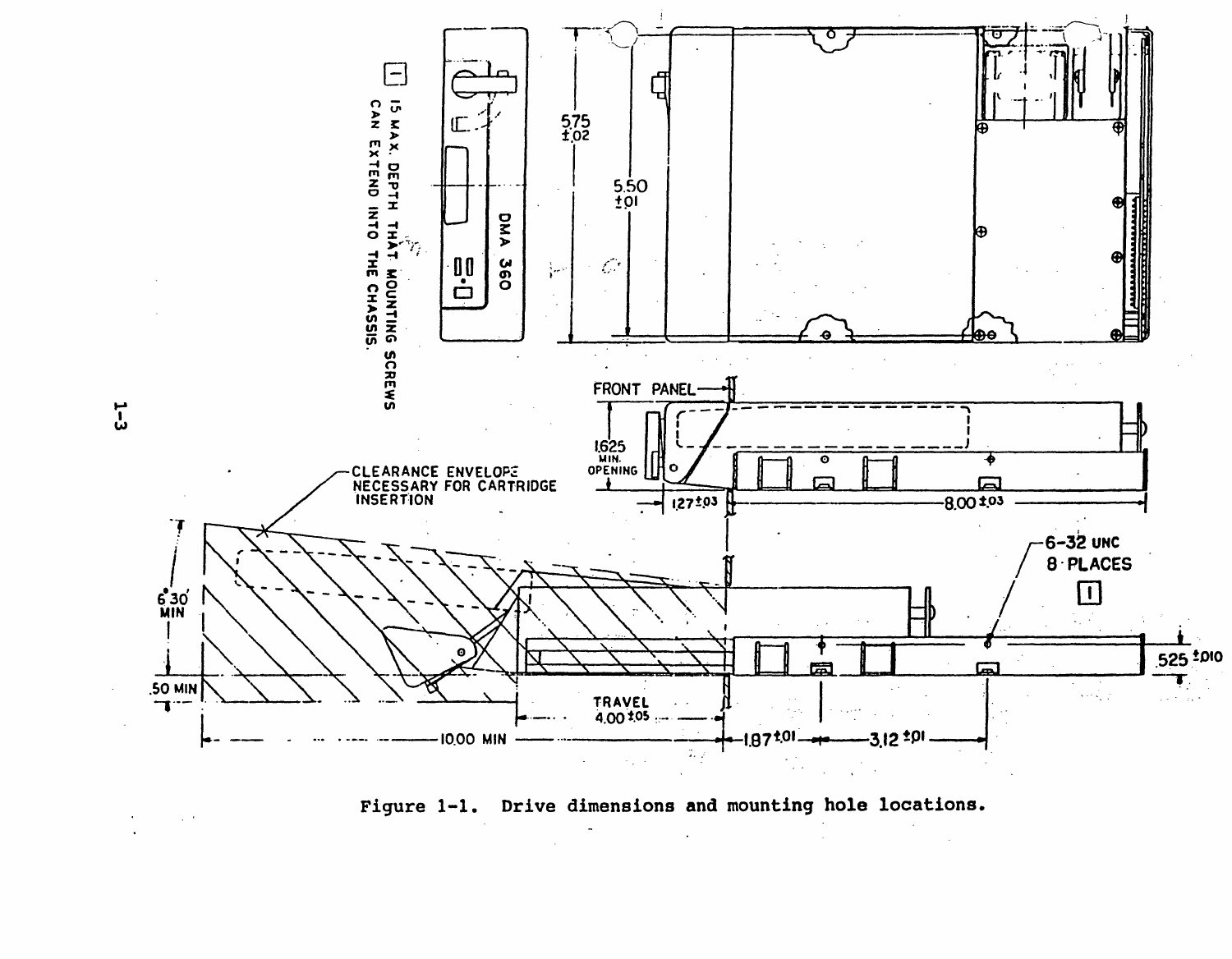1 .15 MAX. DEPTH THAT MOUNTING SCREWS CAN EXTEND INTO THE CHASSIS.

DMA 360

5.75 ±.02

5.50 ±.01

FRONT PANEL

1.625 MIN. OPENING

1.27 ±.03

8.00 ±.03

CLEARANCE ENVELOPE NECESSARY FOR CARTRIDGE INSERTION

6-32 UNC 8 PLACES 1

6.30 MIN

.50 MIN

TRAVEL 4.00 ±.05

.525 ±.010

10.00 MIN

1.87 ±.01

3.12 ±.01

Figure 1-1. Drive dimensions and mounting hole locations.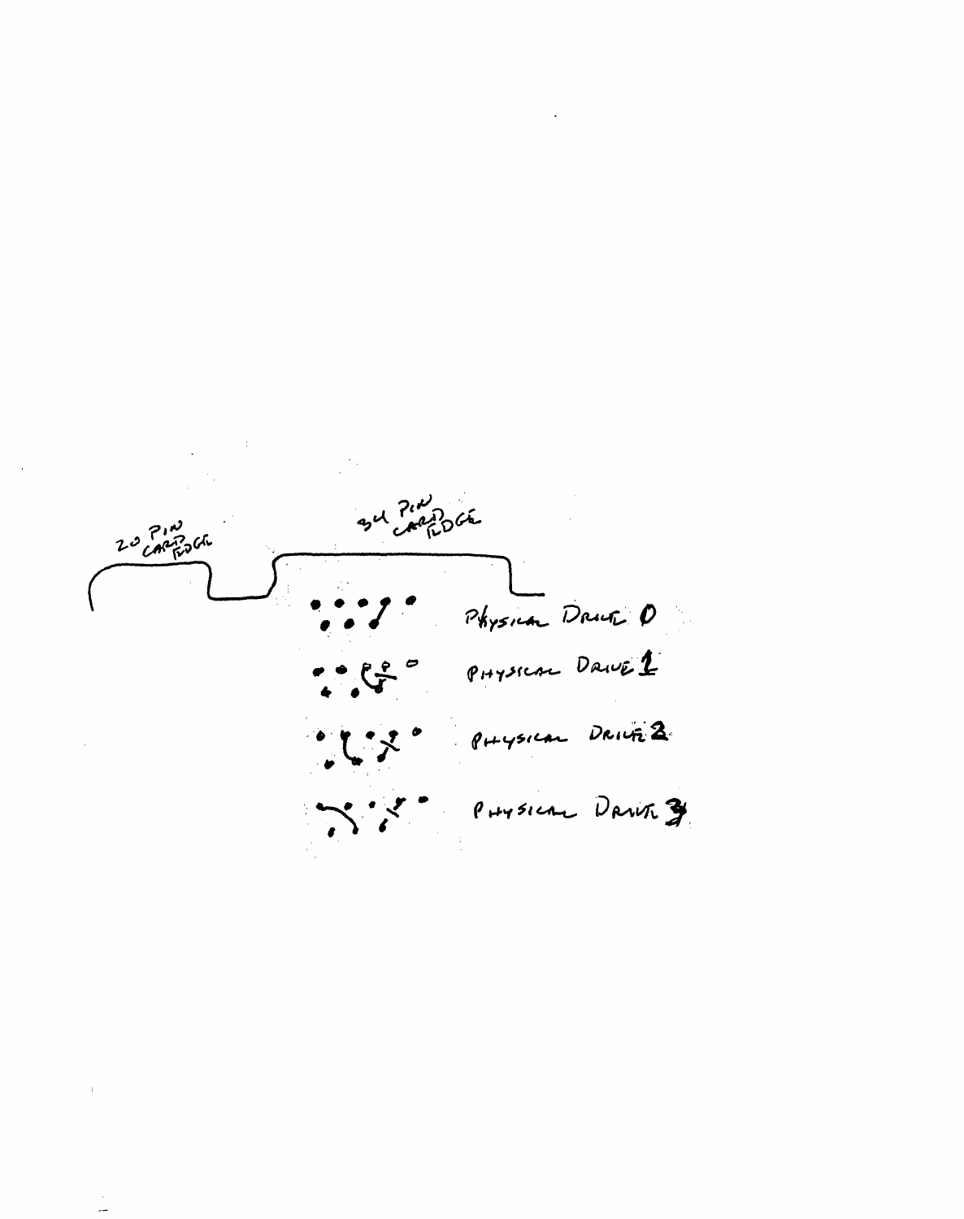20 PIN CARD EDGE

34 PIN CARD EDGE

PHYSICAL DRIVE 0

PHYSICAL DRIVE 1

PHYSICAL DRIVE 2

PHYSICAL DRIVE 3